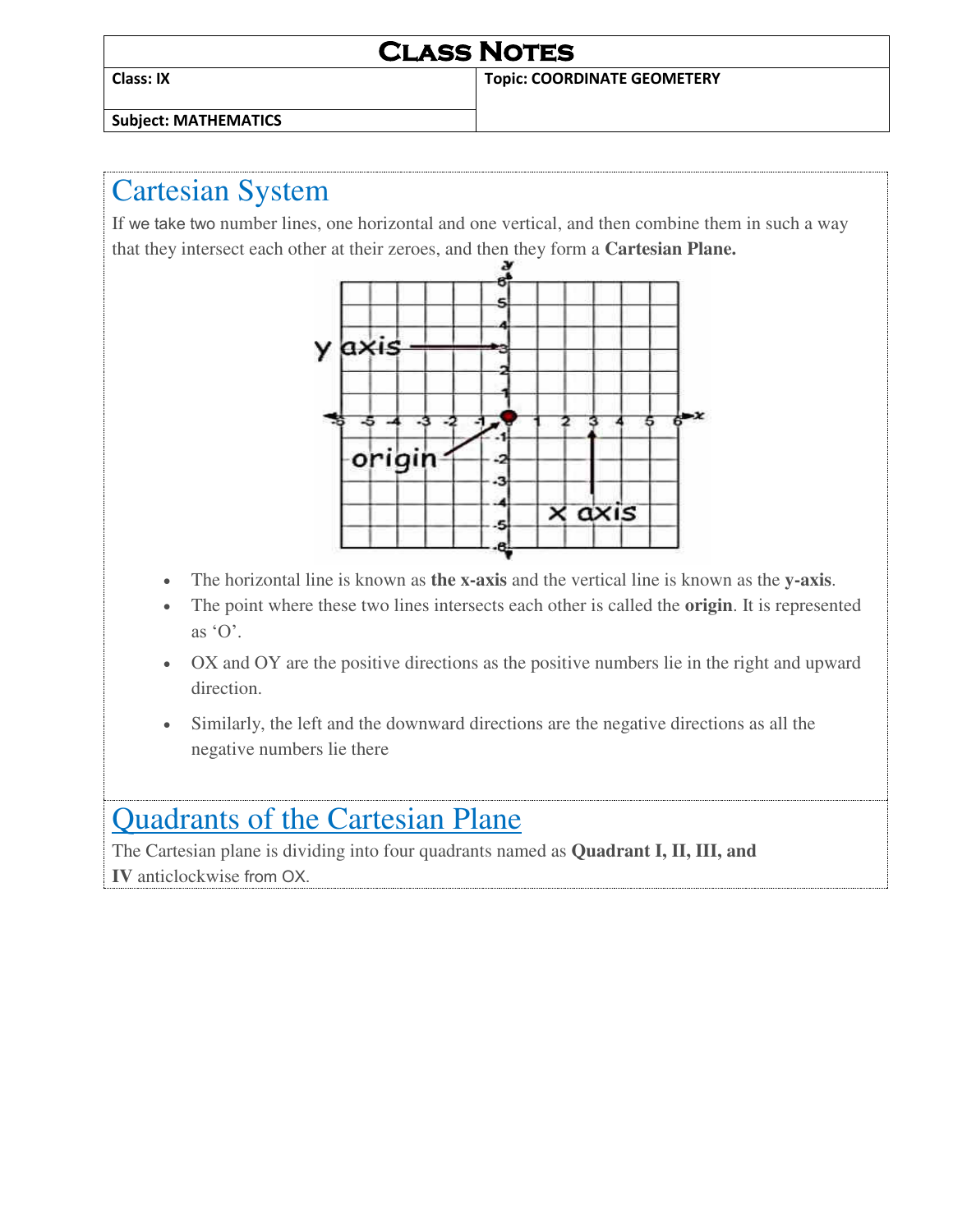# Class Notes

| Class: IX | Topic: COORDINATE GEOMETERY |
|---|---|
| Subject: MATHEMATICS | |

## Cartesian System

If we take two number lines, one horizontal and one vertical, and then combine them in such a way that they intersect each other at their zeroes, and then they form a **Cartesian Plane.**

- The horizontal line is known as **the x-axis** and the vertical line is known as the **y-axis**.
- The point where these two lines intersects each other is called the **origin**. It is represented as 'O'.
- OX and OY are the positive directions as the positive numbers lie in the right and upward direction.
- Similarly, the left and the downward directions are the negative directions as all the negative numbers lie there

## Quadrants of the Cartesian Plane

The Cartesian plane is dividing into four quadrants named as **Quadrant I, II, III, and IV** anticlockwise from OX.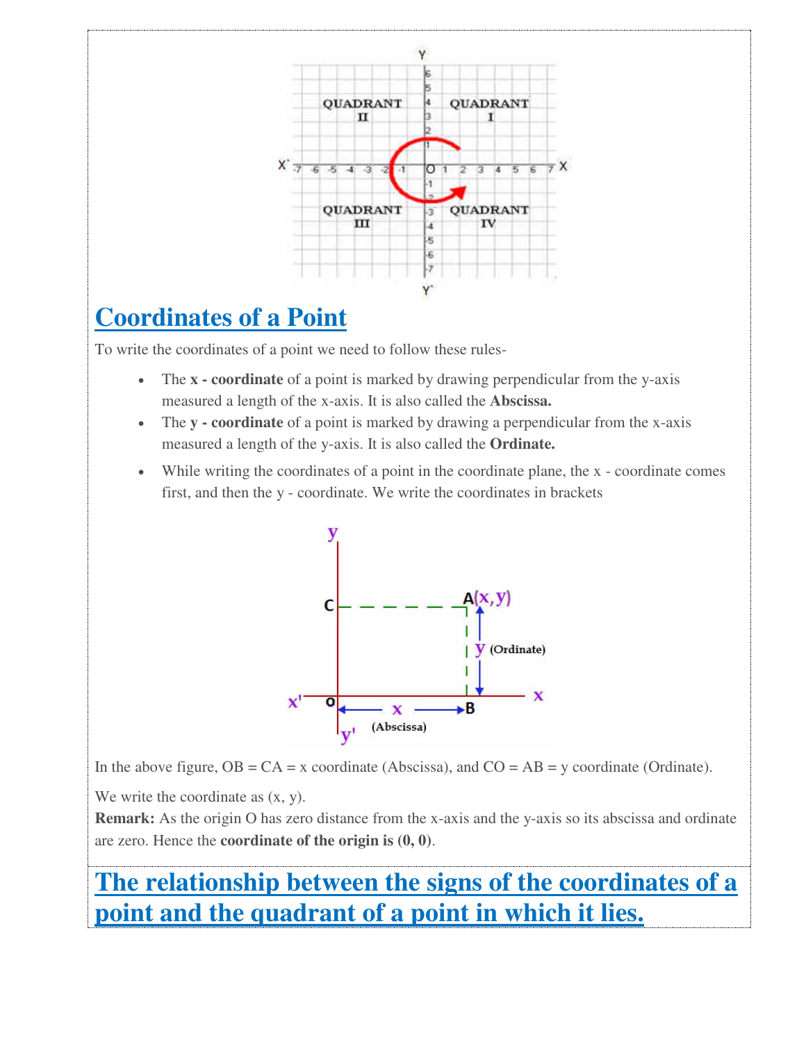## Coordinates of a Point

To write the coordinates of a point we need to follow these rules-

- The **x - coordinate** of a point is marked by drawing perpendicular from the y-axis measured a length of the x-axis. It is also called the **Abscissa.**
- The **y - coordinate** of a point is marked by drawing a perpendicular from the x-axis measured a length of the y-axis. It is also called the **Ordinate.**
- While writing the coordinates of a point in the coordinate plane, the x - coordinate comes first, and then the y - coordinate. We write the coordinates in brackets

In the above figure, OB = CA = x coordinate (Abscissa), and CO = AB = y coordinate (Ordinate).

We write the coordinate as (x, y).

**Remark:** As the origin O has zero distance from the x-axis and the y-axis so its abscissa and ordinate are zero. Hence the **coordinate of the origin is (0, 0)**.

## The relationship between the signs of the coordinates of a point and the quadrant of a point in which it lies.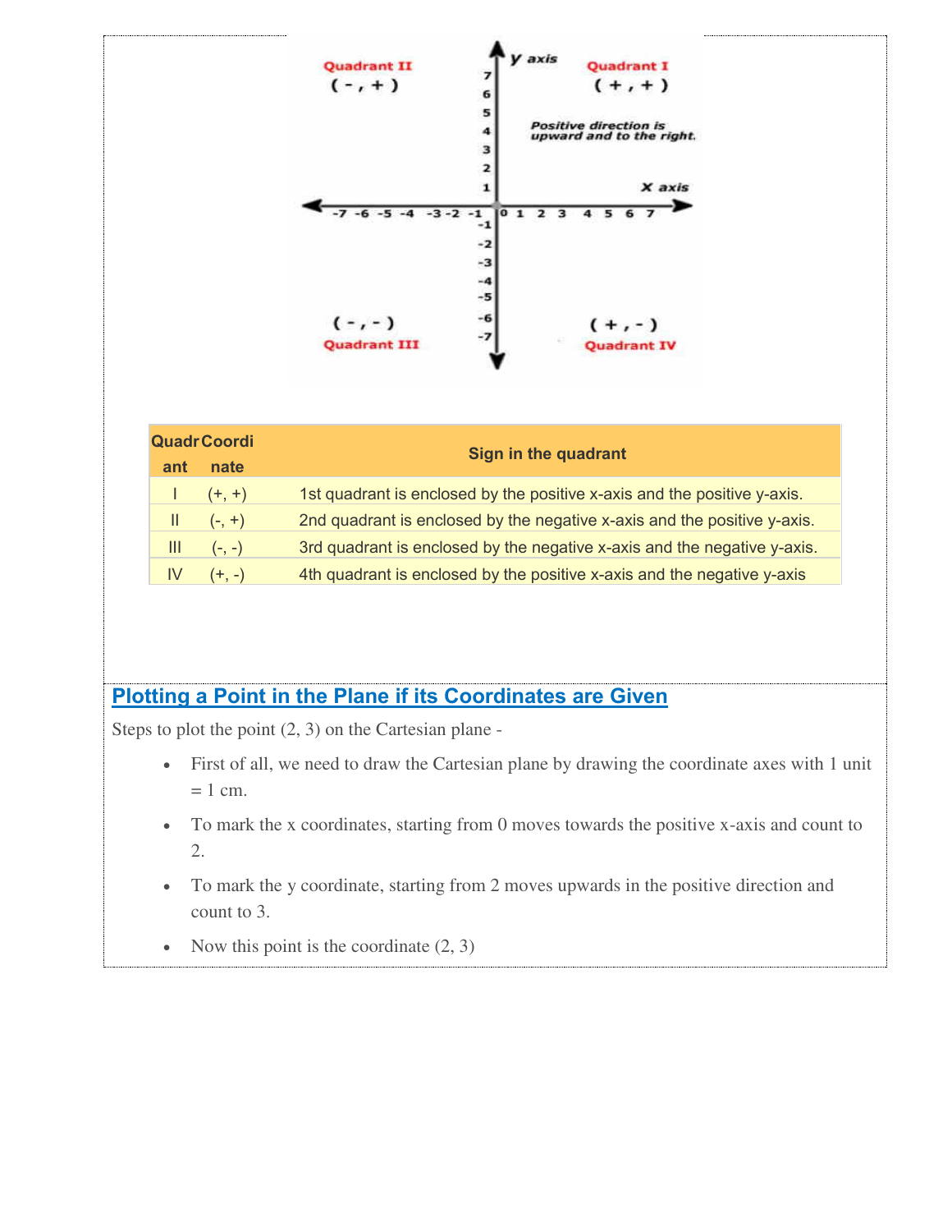| Quadrant | Coordinate | Sign in the quadrant |
| --- | --- | --- |
| I | (+, +) | 1st quadrant is enclosed by the positive x-axis and the positive y-axis. |
| II | (-, +) | 2nd quadrant is enclosed by the negative x-axis and the positive y-axis. |
| III | (-, -) | 3rd quadrant is enclosed by the negative x-axis and the negative y-axis. |
| IV | (+, -) | 4th quadrant is enclosed by the positive x-axis and the negative y-axis |

## Plotting a Point in the Plane if its Coordinates are Given

Steps to plot the point (2, 3) on the Cartesian plane -

- First of all, we need to draw the Cartesian plane by drawing the coordinate axes with 1 unit = 1 cm.
- To mark the x coordinates, starting from 0 moves towards the positive x-axis and count to 2.
- To mark the y coordinate, starting from 2 moves upwards in the positive direction and count to 3.
- Now this point is the coordinate (2, 3)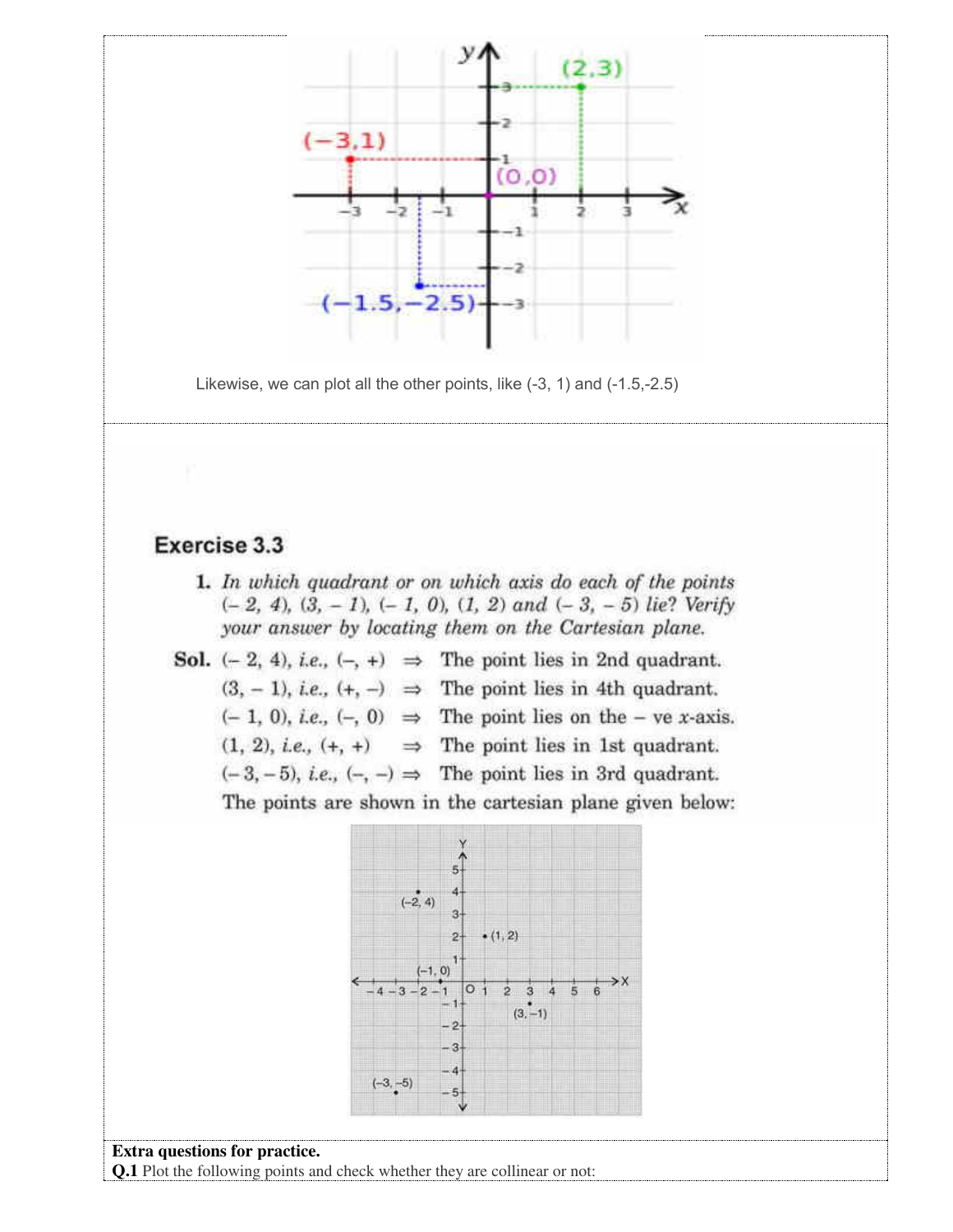Likewise, we can plot all the other points, like (-3, 1) and (-1.5,-2.5)

## Exercise 3.3

1. *In which quadrant or on which axis do each of the points $(-2, 4)$, $(3, -1)$, $(-1, 0)$, $(1, 2)$ and $(-3, -5)$ lie? Verify your answer by locating them on the Cartesian plane.*

**Sol.** $(-2, 4)$, *i.e.*, $(-, +)$ $\Rightarrow$ The point lies in 2nd quadrant.

$(3, -1)$, *i.e.*, $(+, -)$ $\Rightarrow$ The point lies in 4th quadrant.

$(-1, 0)$, *i.e.*, $(-, 0)$ $\Rightarrow$ The point lies on the $-$ ve $x$-axis.

$(1, 2)$, *i.e.*, $(+, +)$ $\Rightarrow$ The point lies in 1st quadrant.

$(-3, -5)$, *i.e.*, $(-, -)$ $\Rightarrow$ The point lies in 3rd quadrant.

The points are shown in the cartesian plane given below:

**Extra questions for practice.**

**Q.1** Plot the following points and check whether they are collinear or not: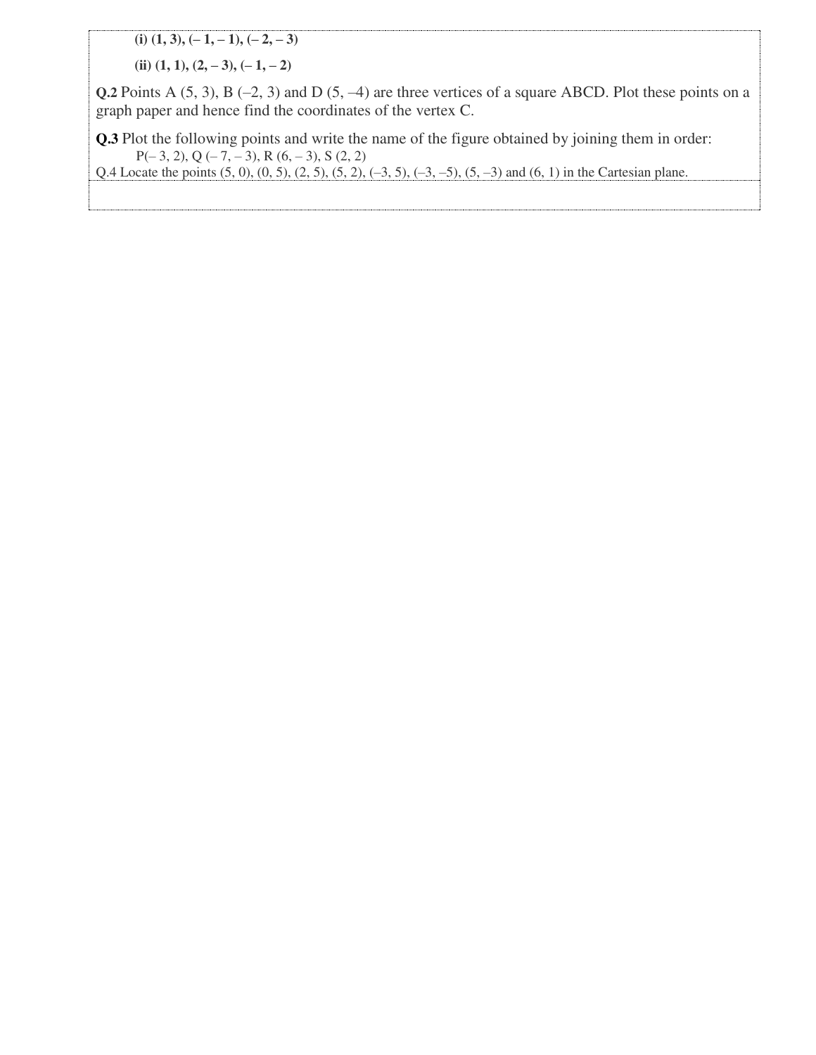**(i) (1, 3), (– 1, – 1), (– 2, – 3)**

**(ii) (1, 1), (2, – 3), (– 1, – 2)**

**Q.2** Points A (5, 3), B (–2, 3) and D (5, –4) are three vertices of a square ABCD. Plot these points on a graph paper and hence find the coordinates of the vertex C.

**Q.3** Plot the following points and write the name of the figure obtained by joining them in order:

P(– 3, 2), Q (– 7, – 3), R (6, – 3), S (2, 2)

Q.4 Locate the points (5, 0), (0, 5), (2, 5), (5, 2), (–3, 5), (–3, –5), (5, –3) and (6, 1) in the Cartesian plane.